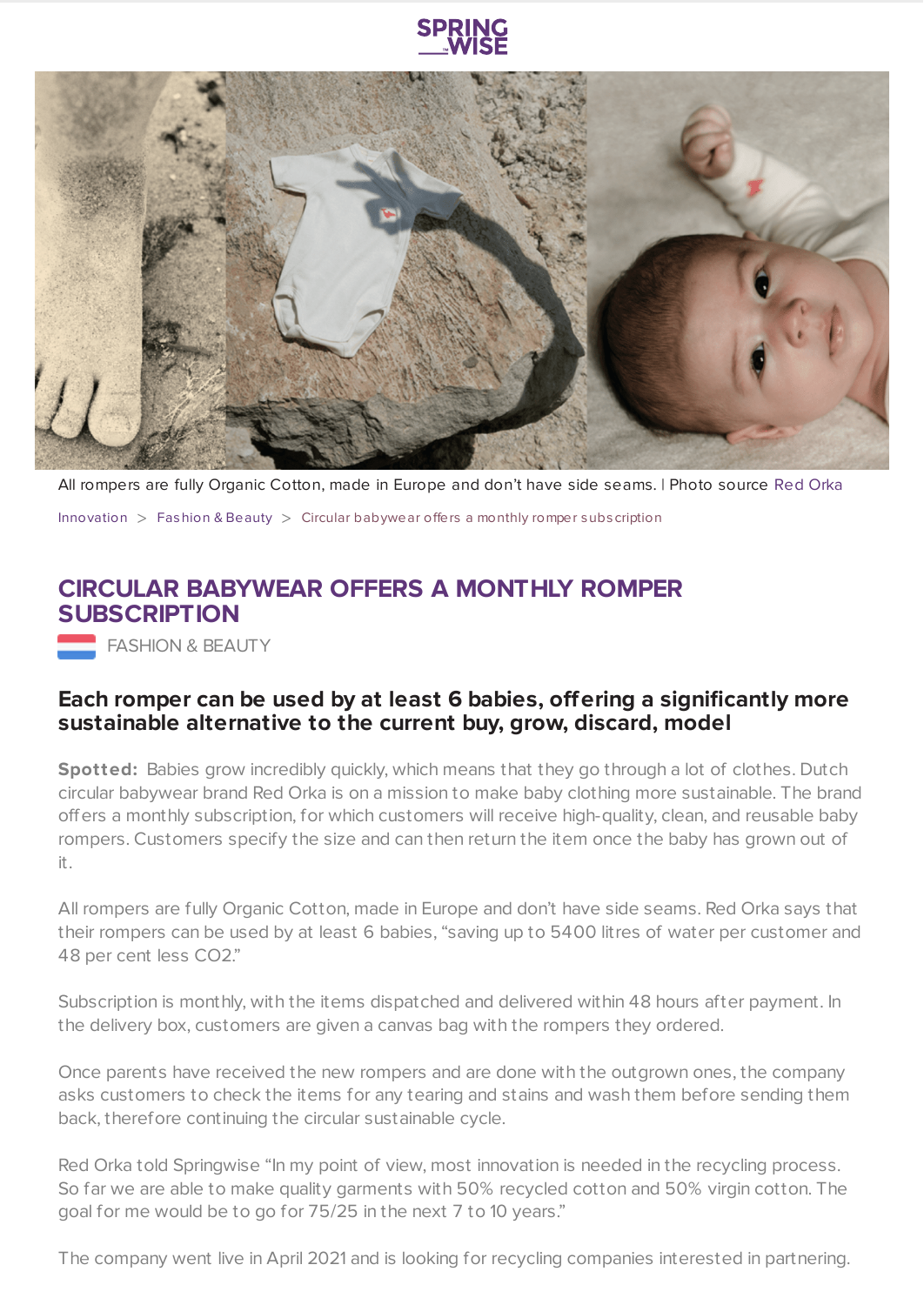All rompers are fully Organic Cotton, made in Europe and don't have side seams. | Photo source Red Orka

Innovation > Fashion & Beauty > Circular babywear offers a monthly romper subscription

# CIRCULAR BABYWEAR OFFERS A MONTHLY ROMPER SUBSCRIPTION

FASHION & BEAUTY

### Each romper can be used by at least 6 babies, offering a significantly more sustainable alternative to the current buy, grow, discard, model

**Spotted:** Babies grow incredibly quickly, which means that they go through a lot of clothes. Dutch circular babywear brand Red Orka is on a mission to make baby clothing more sustainable. The brand offers a monthly subscription, for which customers will receive high-quality, clean, and reusable baby rompers. Customers specify the size and can then return the item once the baby has grown out of it.

All rompers are fully Organic Cotton, made in Europe and don't have side seams. Red Orka says that their rompers can be used by at least 6 babies, "saving up to 5400 litres of water per customer and 48 per cent less $CO_2$."

Subscription is monthly, with the items dispatched and delivered within 48 hours after payment. In the delivery box, customers are given a canvas bag with the rompers they ordered.

Once parents have received the new rompers and are done with the outgrown ones, the company asks customers to check the items for any tearing and stains and wash them before sending them back, therefore continuing the circular sustainable cycle.

Red Orka told Springwise "In my point of view, most innovation is needed in the recycling process. So far we are able to make quality garments with 50% recycled cotton and 50% virgin cotton. The goal for me would be to go for 75/25 in the next 7 to 10 years."

The company went live in April 2021 and is looking for recycling companies interested in partnering.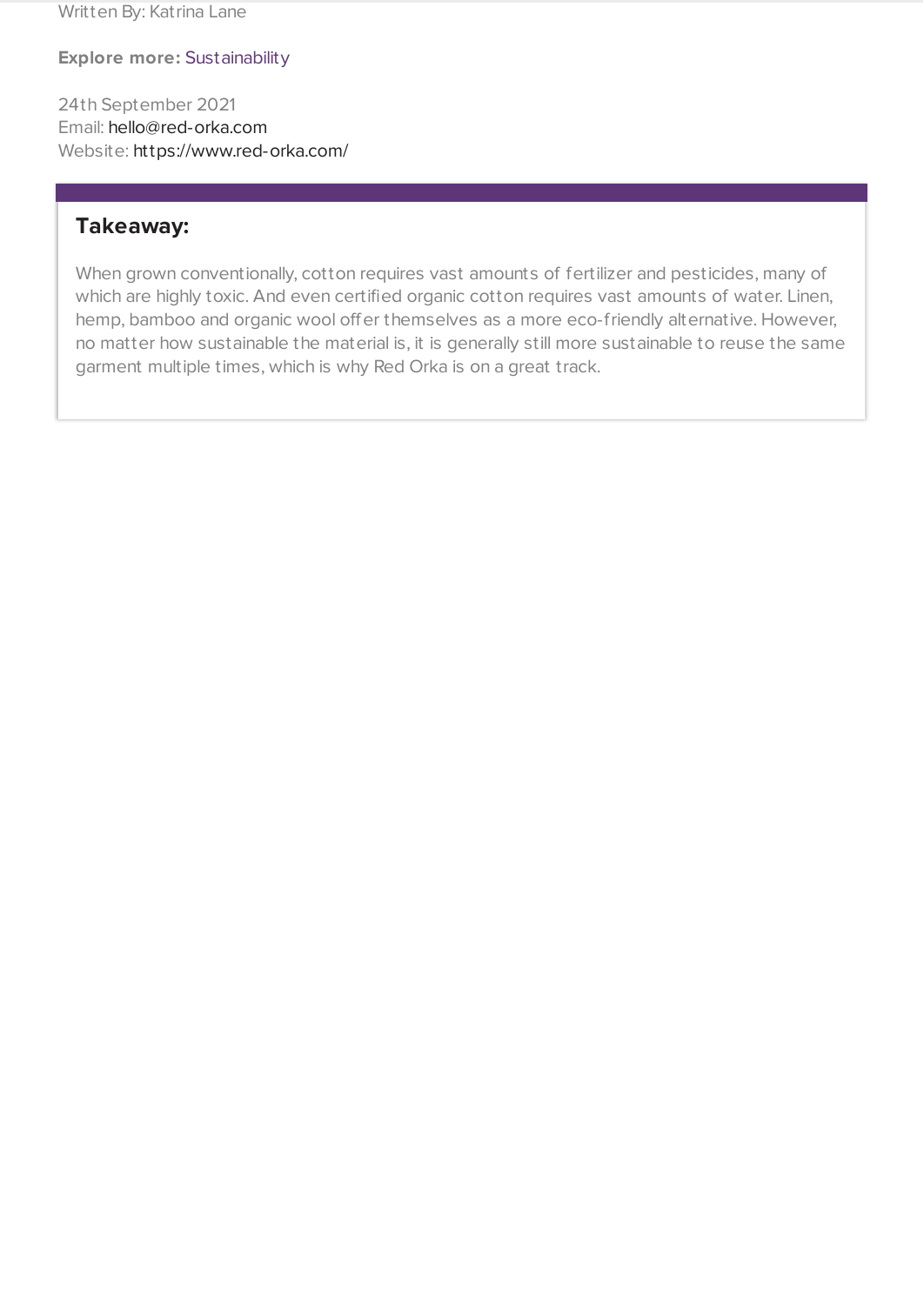Written By: Katrina Lane

**Explore more:** Sustainability

24th September 2021
Email: hello@red-orka.com
Website: https://www.red-orka.com/

## Takeaway:

When grown conventionally, cotton requires vast amounts of fertilizer and pesticides, many of which are highly toxic. And even certified organic cotton requires vast amounts of water. Linen, hemp, bamboo and organic wool offer themselves as a more eco-friendly alternative. However, no matter how sustainable the material is, it is generally still more sustainable to reuse the same garment multiple times, which is why Red Orka is on a great track.